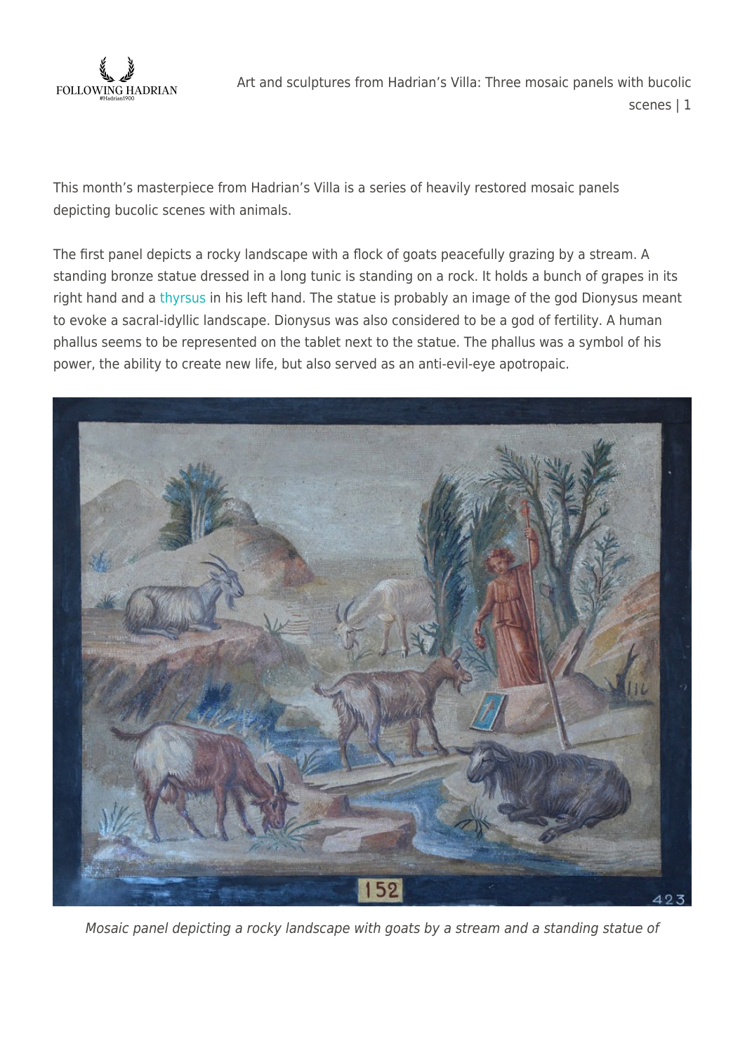This month's masterpiece from Hadrian's Villa is a series of heavily restored mosaic panels depicting bucolic scenes with animals.

The first panel depicts a rocky landscape with a flock of goats peacefully grazing by a stream. A standing bronze statue dressed in a long tunic is standing on a rock. It holds a bunch of grapes in its right hand and a thyrsus in his left hand. The statue is probably an image of the god Dionysus meant to evoke a sacral-idyllic landscape. Dionysus was also considered to be a god of fertility. A human phallus seems to be represented on the tablet next to the statue. The phallus was a symbol of his power, the ability to create new life, but also served as an anti-evil-eye apotropaic.

*Mosaic panel depicting a rocky landscape with goats by a stream and a standing statue of*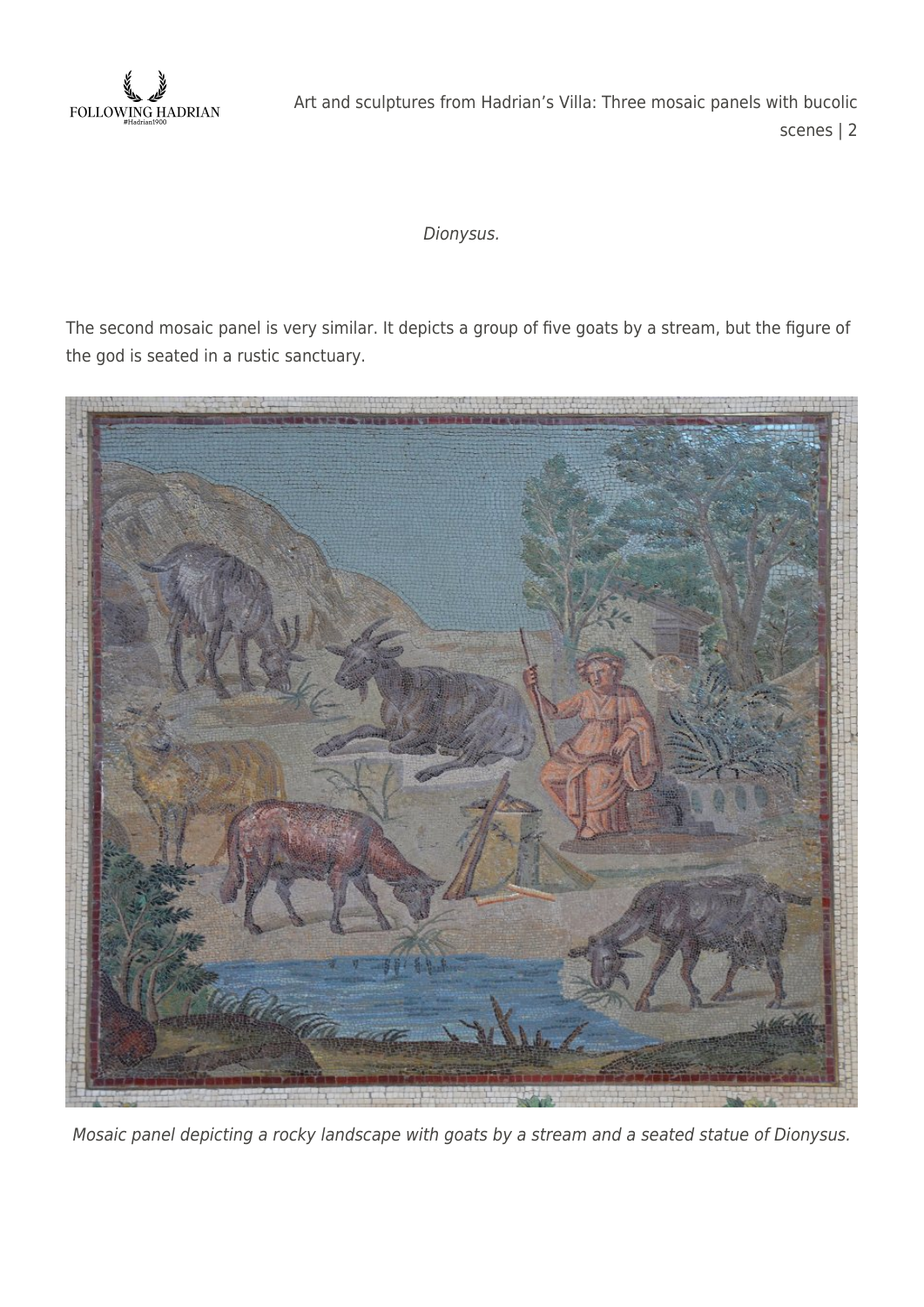*Dionysus.*

The second mosaic panel is very similar. It depicts a group of five goats by a stream, but the figure of the god is seated in a rustic sanctuary.

*Mosaic panel depicting a rocky landscape with goats by a stream and a seated statue of Dionysus.*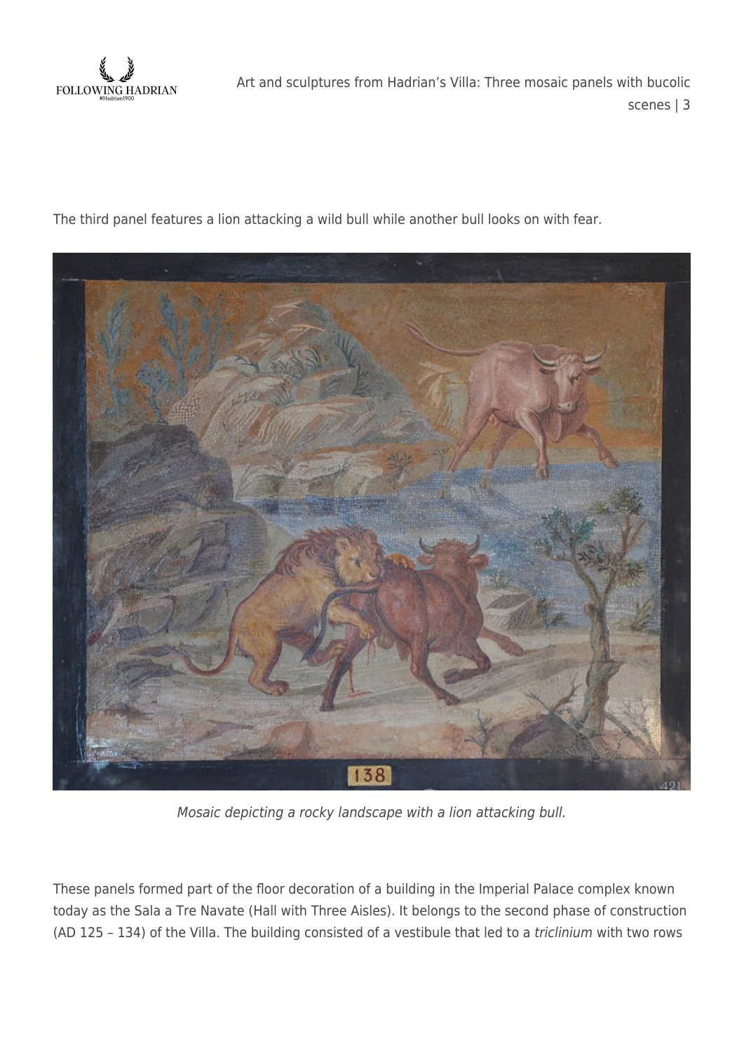The third panel features a lion attacking a wild bull while another bull looks on with fear.

*Mosaic depicting a rocky landscape with a lion attacking bull.*

These panels formed part of the floor decoration of a building in the Imperial Palace complex known today as the Sala a Tre Navate (Hall with Three Aisles). It belongs to the second phase of construction (AD 125 – 134) of the Villa. The building consisted of a vestibule that led to a *triclinium* with two rows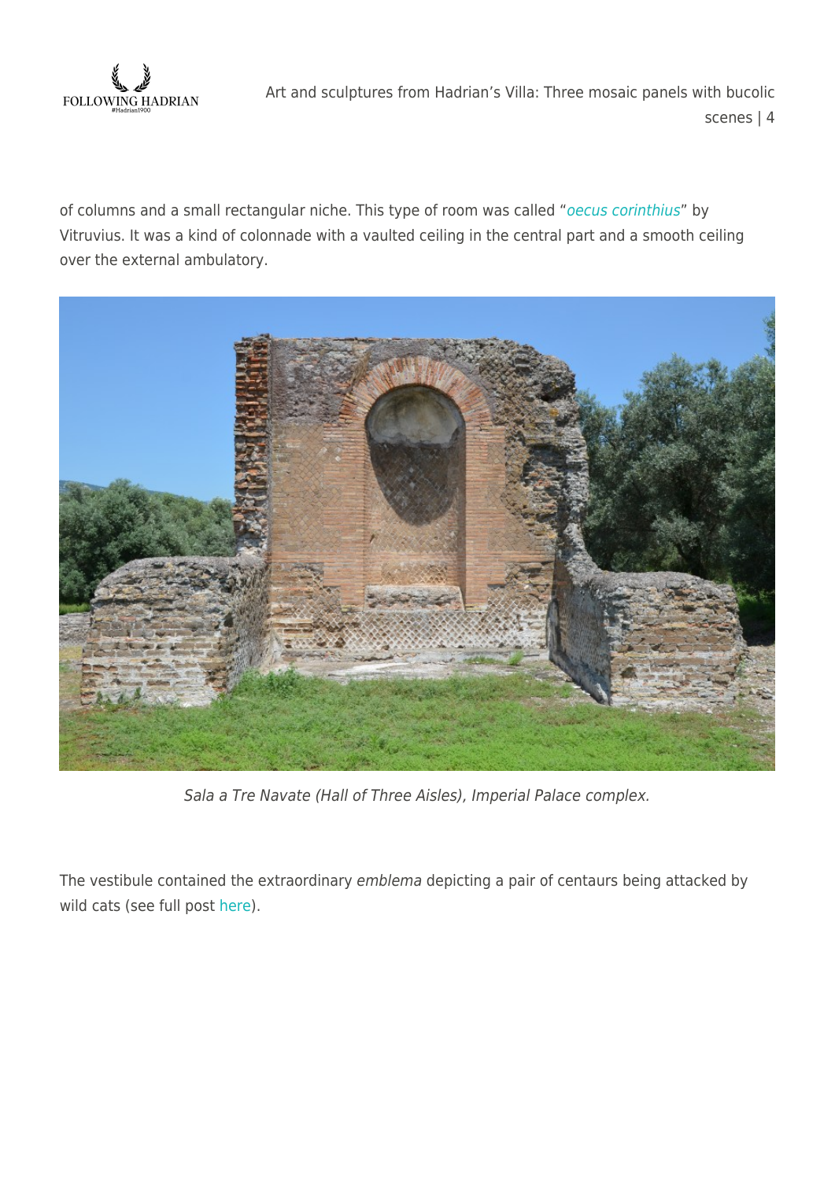of columns and a small rectangular niche. This type of room was called "*oecus corinthius*" by Vitruvius. It was a kind of colonnade with a vaulted ceiling in the central part and a smooth ceiling over the external ambulatory.

*Sala a Tre Navate (Hall of Three Aisles), Imperial Palace complex.*

The vestibule contained the extraordinary *emblema* depicting a pair of centaurs being attacked by wild cats (see full post here).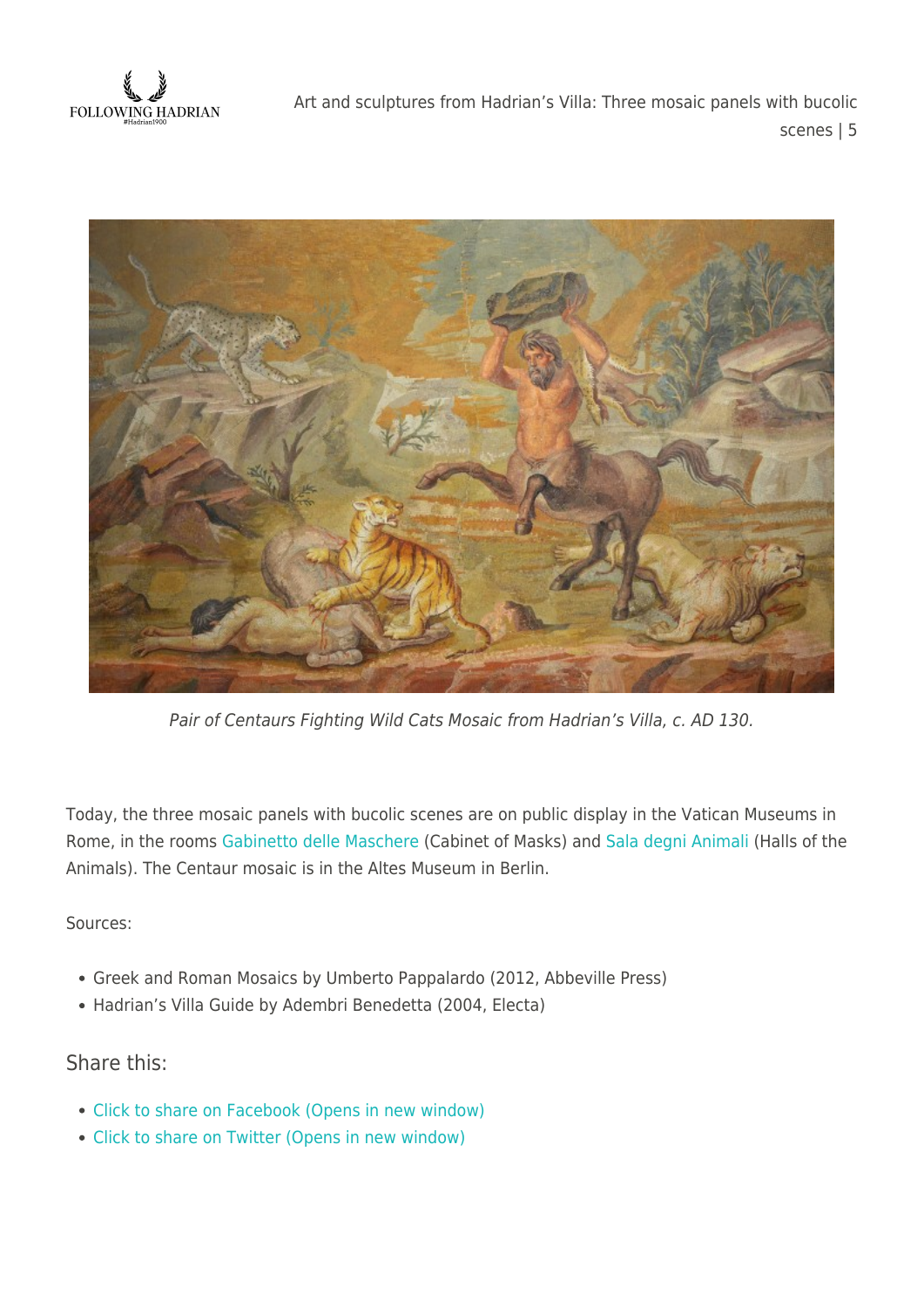*Pair of Centaurs Fighting Wild Cats Mosaic from Hadrian's Villa, c. AD 130.*

Today, the three mosaic panels with bucolic scenes are on public display in the Vatican Museums in Rome, in the rooms Gabinetto delle Maschere (Cabinet of Masks) and Sala degni Animali (Halls of the Animals). The Centaur mosaic is in the Altes Museum in Berlin.

Sources:

- Greek and Roman Mosaics by Umberto Pappalardo (2012, Abbeville Press)
- Hadrian's Villa Guide by Adembri Benedetta (2004, Electa)

## Share this:

- Click to share on Facebook (Opens in new window)
- Click to share on Twitter (Opens in new window)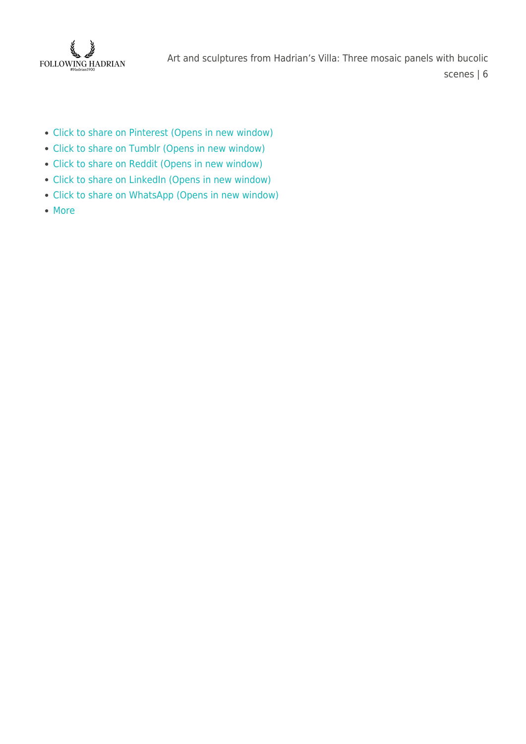- Click to share on Pinterest (Opens in new window)
- Click to share on Tumblr (Opens in new window)
- Click to share on Reddit (Opens in new window)
- Click to share on LinkedIn (Opens in new window)
- Click to share on WhatsApp (Opens in new window)
- More